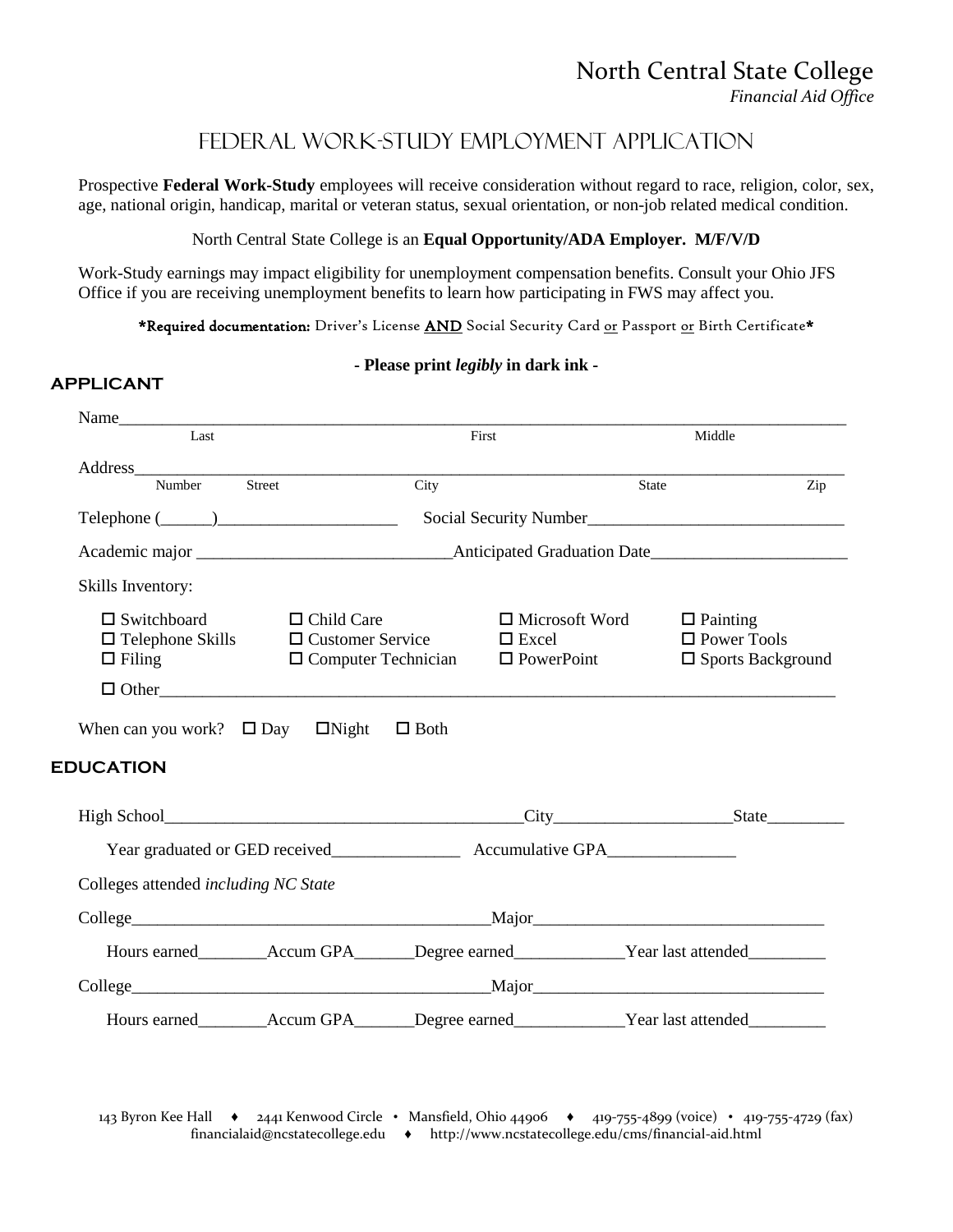North Central State College
*Financial Aid Office*

# Federal Work-Study Employment Application

Prospective **Federal Work-Study** employees will receive consideration without regard to race, religion, color, sex, age, national origin, handicap, marital or veteran status, sexual orientation, or non-job related medical condition.

North Central State College is an **Equal Opportunity/ADA Employer. M/F/V/D**

Work-Study earnings may impact eligibility for unemployment compensation benefits. Consult your Ohio JFS Office if you are receiving unemployment benefits to learn how participating in FWS may affect you.

**\*Required documentation:** Driver's License **AND** Social Security Card or Passport or Birth Certificate\*

**- Please print *legibly* in dark ink -**

## APPLICANT

Name_______________________________________________________________________________
Last                                                                  First                                                  Middle

Address_____________________________________________________________________________
Number    Street                              City                                           State                           Zip

Telephone (______)_____________________    Social Security Number______________________________

Academic major ______________________________Anticipated Graduation Date_______________________

Skills Inventory:

- ☐ Switchboard
- ☐ Telephone Skills
- ☐ Filing
- ☐ Child Care
- ☐ Customer Service
- ☐ Computer Technician
- ☐ Microsoft Word
- ☐ Excel
- ☐ PowerPoint
- ☐ Painting
- ☐ Power Tools
- ☐ Sports Background
- ☐ Other_________________________________________________________________________

When can you work? ☐ Day ☐Night ☐ Both

## EDUCATION

High School__________________________________________City____________________State_________

Year graduated or GED received_______________ Accumulative GPA_______________

Colleges attended *including NC State*

College__________________________________________Major__________________________________

Hours earned________Accum GPA_______Degree earned_____________Year last attended_________

College__________________________________________Major__________________________________

Hours earned________Accum GPA_______Degree earned_____________Year last attended_________

143 Byron Kee Hall ♦ 2441 Kenwood Circle • Mansfield, Ohio 44906 ♦ 419-755-4899 (voice) • 419-755-4729 (fax)
financialaid@ncstatecollege.edu ♦ http://www.ncstatecollege.edu/cms/financial-aid.html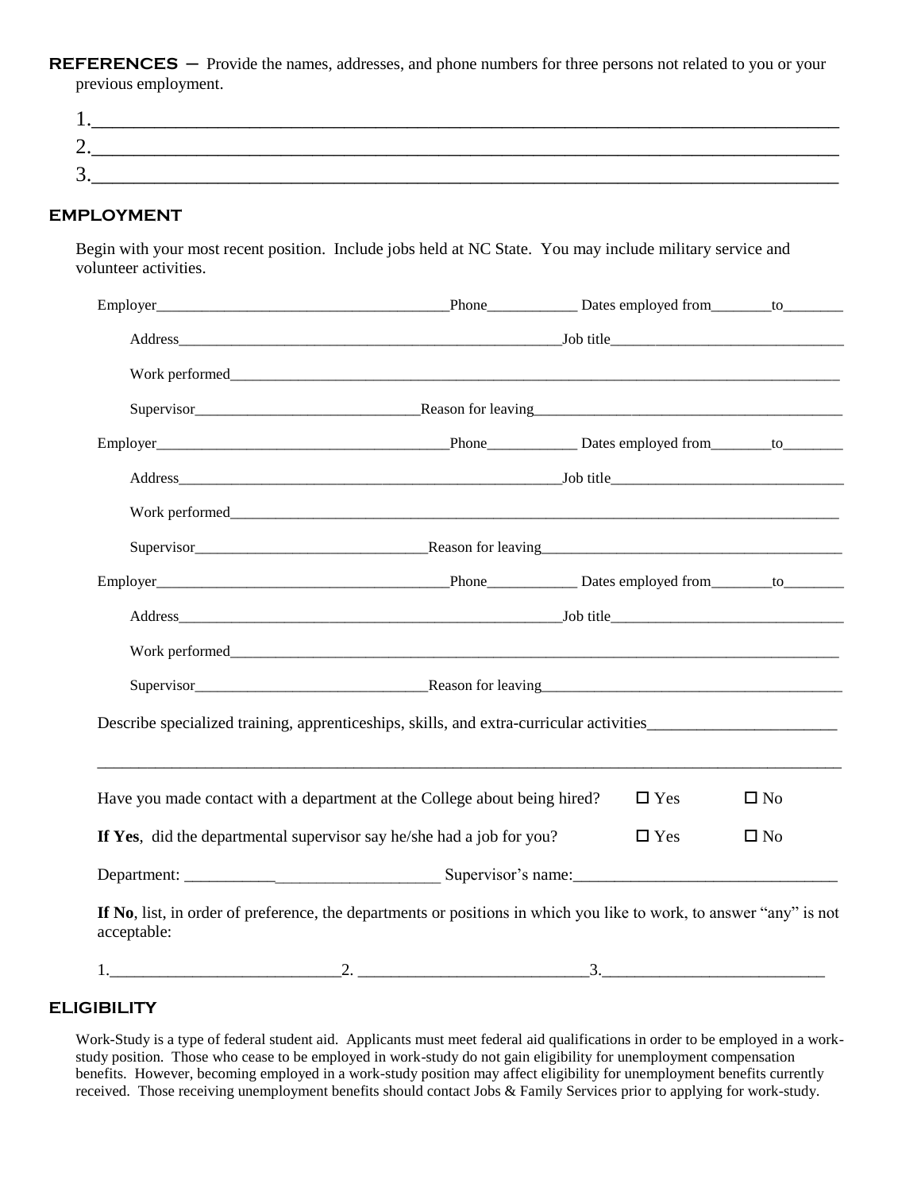## REFERENCES – Provide the names, addresses, and phone numbers for three persons not related to you or your previous employment.

1.\_\_\_\_\_\_\_\_\_\_\_\_\_\_\_\_\_\_\_\_\_\_\_\_\_\_\_\_\_\_\_\_\_\_\_\_\_\_\_\_\_\_\_\_\_\_\_\_\_\_\_\_\_\_\_\_\_\_\_\_\_\_\_\_\_\_\_\_\_\_\_\_

2.\_\_\_\_\_\_\_\_\_\_\_\_\_\_\_\_\_\_\_\_\_\_\_\_\_\_\_\_\_\_\_\_\_\_\_\_\_\_\_\_\_\_\_\_\_\_\_\_\_\_\_\_\_\_\_\_\_\_\_\_\_\_\_\_\_\_\_\_\_\_\_\_

3.\_\_\_\_\_\_\_\_\_\_\_\_\_\_\_\_\_\_\_\_\_\_\_\_\_\_\_\_\_\_\_\_\_\_\_\_\_\_\_\_\_\_\_\_\_\_\_\_\_\_\_\_\_\_\_\_\_\_\_\_\_\_\_\_\_\_\_\_\_\_\_\_

## EMPLOYMENT

Begin with your most recent position. Include jobs held at NC State. You may include military service and volunteer activities.

Employer\_\_\_\_\_\_\_\_\_\_\_\_\_\_\_\_\_\_\_\_\_\_\_\_\_\_\_\_\_\_ Phone\_\_\_\_\_\_\_\_\_\_ Dates employed from\_\_\_\_\_\_\_ to\_\_\_\_\_\_\_

Address\_\_\_\_\_\_\_\_\_\_\_\_\_\_\_\_\_\_\_\_\_\_\_\_\_\_\_\_\_\_\_\_\_\_\_\_\_\_ Job title\_\_\_\_\_\_\_\_\_\_\_\_\_\_\_\_\_\_\_\_\_\_\_\_\_\_

Work performed\_\_\_\_\_\_\_\_\_\_\_\_\_\_\_\_\_\_\_\_\_\_\_\_\_\_\_\_\_\_\_\_\_\_\_\_\_\_\_\_\_\_\_\_\_\_\_\_\_\_\_\_\_\_\_\_\_\_\_\_\_\_

Supervisor\_\_\_\_\_\_\_\_\_\_\_\_\_\_\_\_\_\_\_\_\_\_\_\_\_\_ Reason for leaving\_\_\_\_\_\_\_\_\_\_\_\_\_\_\_\_\_\_\_\_\_\_\_\_\_\_\_\_\_\_\_\_

Employer\_\_\_\_\_\_\_\_\_\_\_\_\_\_\_\_\_\_\_\_\_\_\_\_\_\_\_\_\_\_ Phone\_\_\_\_\_\_\_\_\_\_ Dates employed from\_\_\_\_\_\_\_ to\_\_\_\_\_\_\_

Address\_\_\_\_\_\_\_\_\_\_\_\_\_\_\_\_\_\_\_\_\_\_\_\_\_\_\_\_\_\_\_\_\_\_\_\_\_\_ Job title\_\_\_\_\_\_\_\_\_\_\_\_\_\_\_\_\_\_\_\_\_\_\_\_\_\_

Work performed\_\_\_\_\_\_\_\_\_\_\_\_\_\_\_\_\_\_\_\_\_\_\_\_\_\_\_\_\_\_\_\_\_\_\_\_\_\_\_\_\_\_\_\_\_\_\_\_\_\_\_\_\_\_\_\_\_\_\_\_\_\_

Supervisor\_\_\_\_\_\_\_\_\_\_\_\_\_\_\_\_\_\_\_\_\_\_\_\_\_\_ Reason for leaving\_\_\_\_\_\_\_\_\_\_\_\_\_\_\_\_\_\_\_\_\_\_\_\_\_\_\_\_\_\_\_\_

Employer\_\_\_\_\_\_\_\_\_\_\_\_\_\_\_\_\_\_\_\_\_\_\_\_\_\_\_\_\_\_ Phone\_\_\_\_\_\_\_\_\_\_ Dates employed from\_\_\_\_\_\_\_ to\_\_\_\_\_\_\_

Address\_\_\_\_\_\_\_\_\_\_\_\_\_\_\_\_\_\_\_\_\_\_\_\_\_\_\_\_\_\_\_\_\_\_\_\_\_\_ Job title\_\_\_\_\_\_\_\_\_\_\_\_\_\_\_\_\_\_\_\_\_\_\_\_\_\_

Work performed\_\_\_\_\_\_\_\_\_\_\_\_\_\_\_\_\_\_\_\_\_\_\_\_\_\_\_\_\_\_\_\_\_\_\_\_\_\_\_\_\_\_\_\_\_\_\_\_\_\_\_\_\_\_\_\_\_\_\_\_\_\_

Supervisor\_\_\_\_\_\_\_\_\_\_\_\_\_\_\_\_\_\_\_\_\_\_\_\_\_\_ Reason for leaving\_\_\_\_\_\_\_\_\_\_\_\_\_\_\_\_\_\_\_\_\_\_\_\_\_\_\_\_\_\_\_\_

Describe specialized training, apprenticeships, skills, and extra-curricular activities\_\_\_\_\_\_\_\_\_\_\_\_\_\_\_\_\_\_\_\_

\_\_\_\_\_\_\_\_\_\_\_\_\_\_\_\_\_\_\_\_\_\_\_\_\_\_\_\_\_\_\_\_\_\_\_\_\_\_\_\_\_\_\_\_\_\_\_\_\_\_\_\_\_\_\_\_\_\_\_\_\_\_\_\_\_\_\_\_\_\_\_\_\_\_\_\_\_\_\_\_

Have you made contact with a department at the College about being hired? ☐ Yes ☐ No

**If Yes**, did the departmental supervisor say he/she had a job for you? ☐ Yes ☐ No

Department: \_\_\_\_\_\_\_\_\_\_\_\_\_\_\_\_\_\_\_\_\_\_\_\_\_\_\_\_ Supervisor's name:\_\_\_\_\_\_\_\_\_\_\_\_\_\_\_\_\_\_\_\_\_\_\_\_\_\_\_

**If No**, list, in order of preference, the departments or positions in which you like to work, to answer "any" is not acceptable:

1.\_\_\_\_\_\_\_\_\_\_\_\_\_\_\_\_\_\_\_\_\_\_\_\_ 2. \_\_\_\_\_\_\_\_\_\_\_\_\_\_\_\_\_\_\_\_\_\_\_\_ 3.\_\_\_\_\_\_\_\_\_\_\_\_\_\_\_\_\_\_\_\_\_\_\_

## ELIGIBILITY

Work-Study is a type of federal student aid. Applicants must meet federal aid qualifications in order to be employed in a work-study position. Those who cease to be employed in work-study do not gain eligibility for unemployment compensation benefits. However, becoming employed in a work-study position may affect eligibility for unemployment benefits currently received. Those receiving unemployment benefits should contact Jobs & Family Services prior to applying for work-study.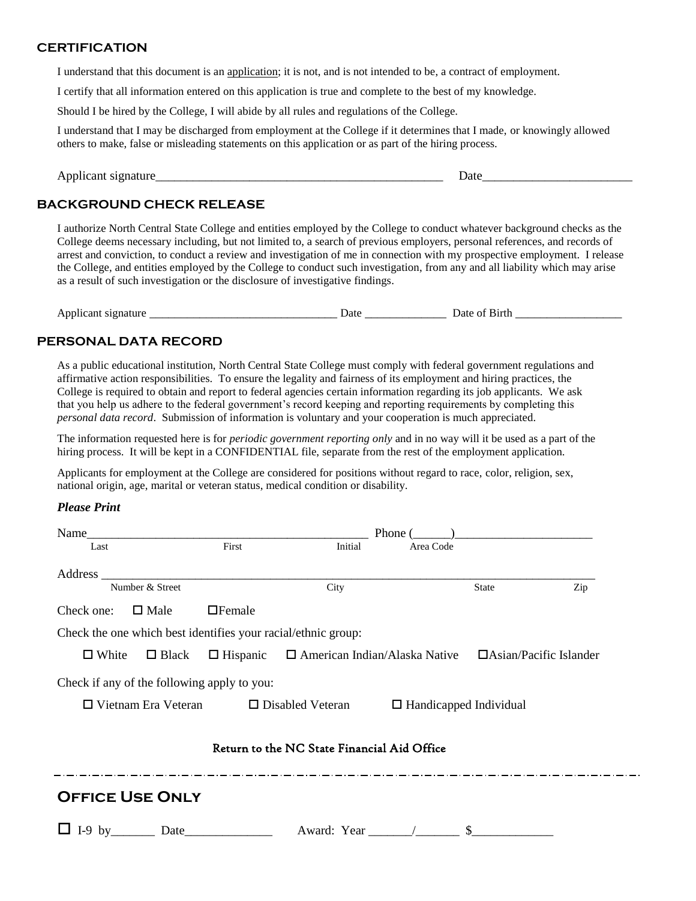## CERTIFICATION

I understand that this document is an application; it is not, and is not intended to be, a contract of employment.

I certify that all information entered on this application is true and complete to the best of my knowledge.

Should I be hired by the College, I will abide by all rules and regulations of the College.

I understand that I may be discharged from employment at the College if it determines that I made, or knowingly allowed others to make, false or misleading statements on this application or as part of the hiring process.

Applicant signature_______________________________________________ Date________________________

## BACKGROUND CHECK RELEASE

I authorize North Central State College and entities employed by the College to conduct whatever background checks as the College deems necessary including, but not limited to, a search of previous employers, personal references, and records of arrest and conviction, to conduct a review and investigation of me in connection with my prospective employment. I release the College, and entities employed by the College to conduct such investigation, from any and all liability which may arise as a result of such investigation or the disclosure of investigative findings.

Applicant signature ________________________________ Date ______________ Date of Birth __________________

## PERSONAL DATA RECORD

As a public educational institution, North Central State College must comply with federal government regulations and affirmative action responsibilities. To ensure the legality and fairness of its employment and hiring practices, the College is required to obtain and report to federal agencies certain information regarding its job applicants. We ask that you help us adhere to the federal government's record keeping and reporting requirements by completing this *personal data record*. Submission of information is voluntary and your cooperation is much appreciated.

The information requested here is for *periodic government reporting only* and in no way will it be used as a part of the hiring process. It will be kept in a CONFIDENTIAL file, separate from the rest of the employment application.

Applicants for employment at the College are considered for positions without regard to race, color, religion, sex, national origin, age, marital or veteran status, medical condition or disability.

***Please Print***

Name_______________________________________________ Phone (______)______________________
Last First Initial Area Code

Address ________________________________________________________________________________
Number & Street City State Zip

Check one: ☐ Male ☐ Female

Check the one which best identifies your racial/ethnic group:

☐ White ☐ Black ☐ Hispanic ☐ American Indian/Alaska Native ☐ Asian/Pacific Islander

Check if any of the following apply to you:

☐ Vietnam Era Veteran ☐ Disabled Veteran ☐ Handicapped Individual

**Return to the NC State Financial Aid Office**

## OFFICE USE ONLY

☐ I-9 by_______ Date_____________ Award: Year _______/_______ $____________